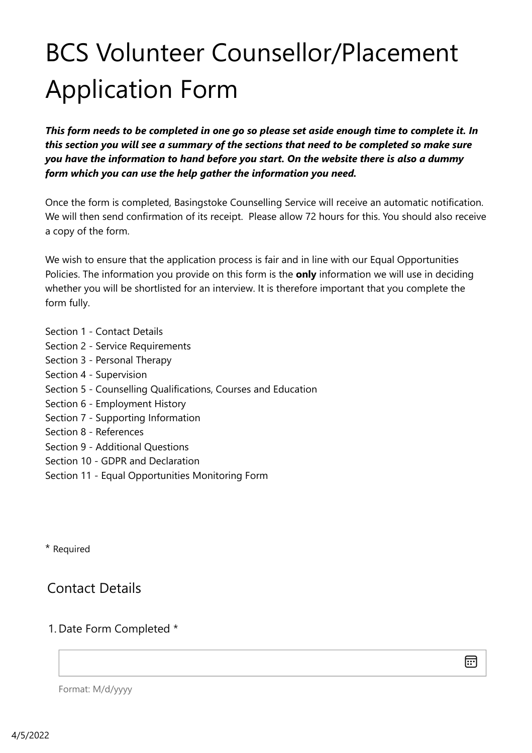# BCS Volunteer Counsellor/Placement Application Form

***This form needs to be completed in one go so please set aside enough time to complete it. In this section you will see a summary of the sections that need to be completed so make sure you have the information to hand before you start. On the website there is also a dummy form which you can use the help gather the information you need.***

Once the form is completed, Basingstoke Counselling Service will receive an automatic notification. We will then send confirmation of its receipt. Please allow 72 hours for this. You should also receive a copy of the form.

We wish to ensure that the application process is fair and in line with our Equal Opportunities Policies. The information you provide on this form is the **only** information we will use in deciding whether you will be shortlisted for an interview. It is therefore important that you complete the form fully.

Section 1 - Contact Details
Section 2 - Service Requirements
Section 3 - Personal Therapy
Section 4 - Supervision
Section 5 - Counselling Qualifications, Courses and Education
Section 6 - Employment History
Section 7 - Supporting Information
Section 8 - References
Section 9 - Additional Questions
Section 10 - GDPR and Declaration
Section 11 - Equal Opportunities Monitoring Form

\* Required

## Contact Details

1. Date Form Completed *

Format: M/d/yyyy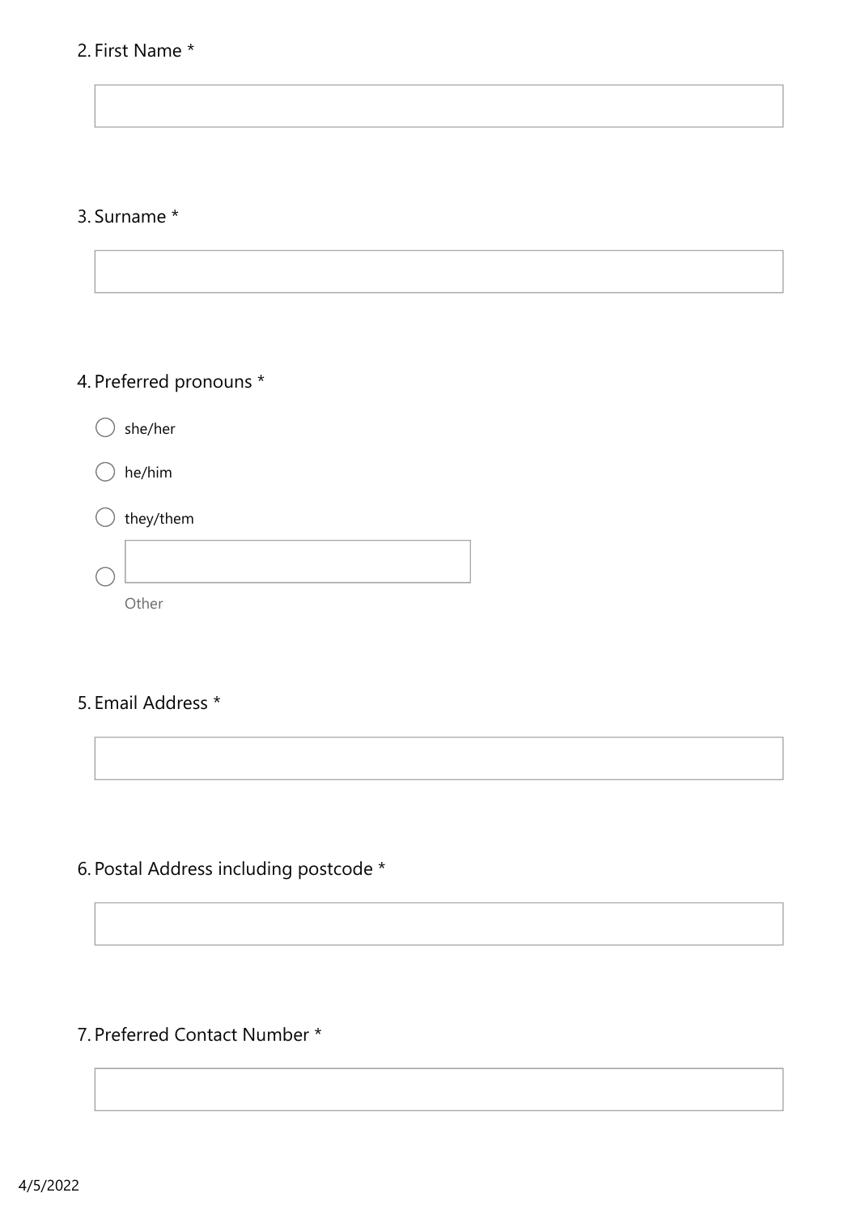2. First Name *

3. Surname *

4. Preferred pronouns *

- ◯ she/her
- ◯ he/him
- ◯ they/them
- ◯ Other

5. Email Address *

6. Postal Address including postcode *

7. Preferred Contact Number *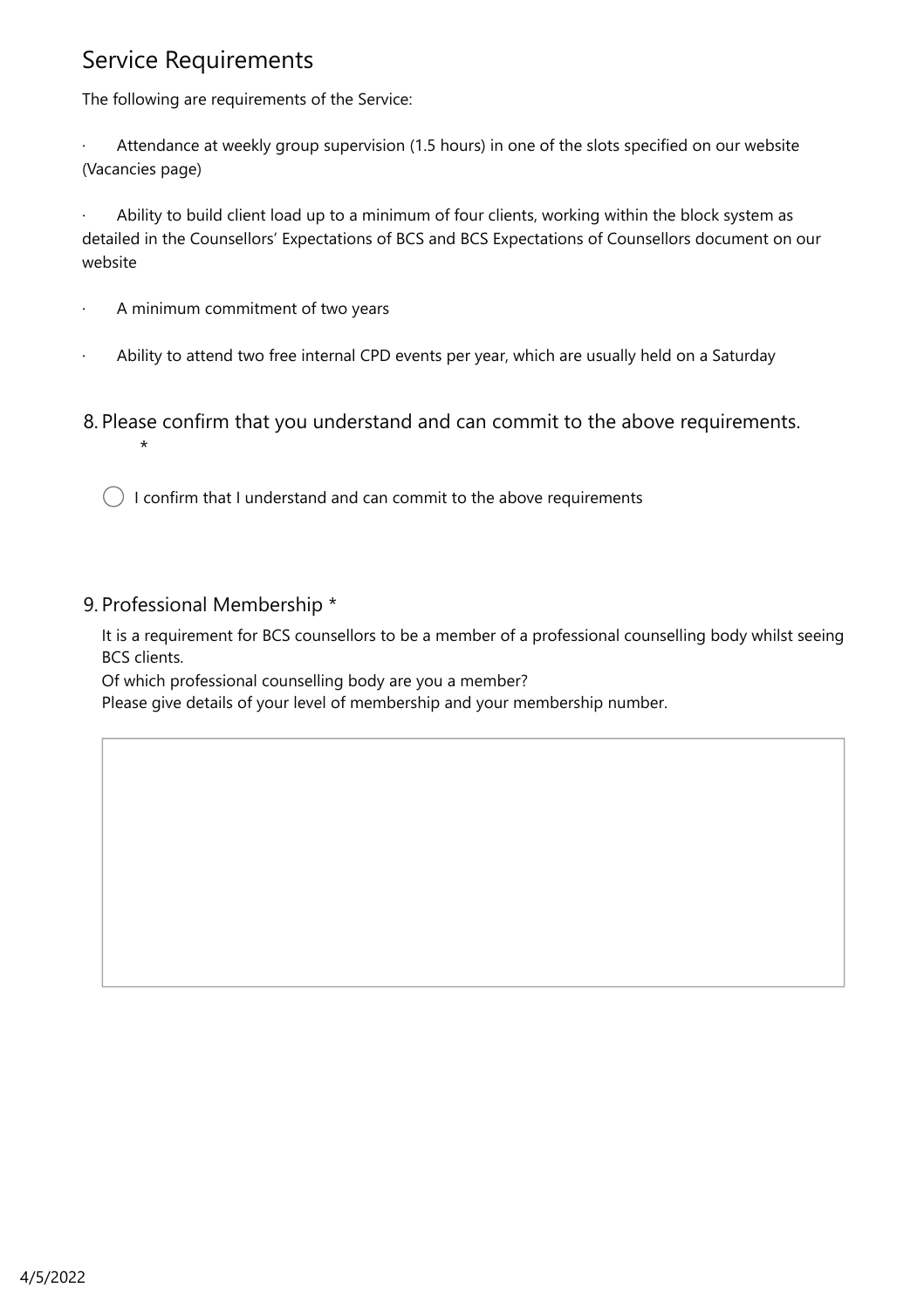## Service Requirements

The following are requirements of the Service:

- Attendance at weekly group supervision (1.5 hours) in one of the slots specified on our website (Vacancies page)
- Ability to build client load up to a minimum of four clients, working within the block system as detailed in the Counsellors' Expectations of BCS and BCS Expectations of Counsellors document on our website
- A minimum commitment of two years
- Ability to attend two free internal CPD events per year, which are usually held on a Saturday

8. Please confirm that you understand and can commit to the above requirements. *

◯ I confirm that I understand and can commit to the above requirements

9. Professional Membership *

It is a requirement for BCS counsellors to be a member of a professional counselling body whilst seeing BCS clients.
Of which professional counselling body are you a member?
Please give details of your level of membership and your membership number.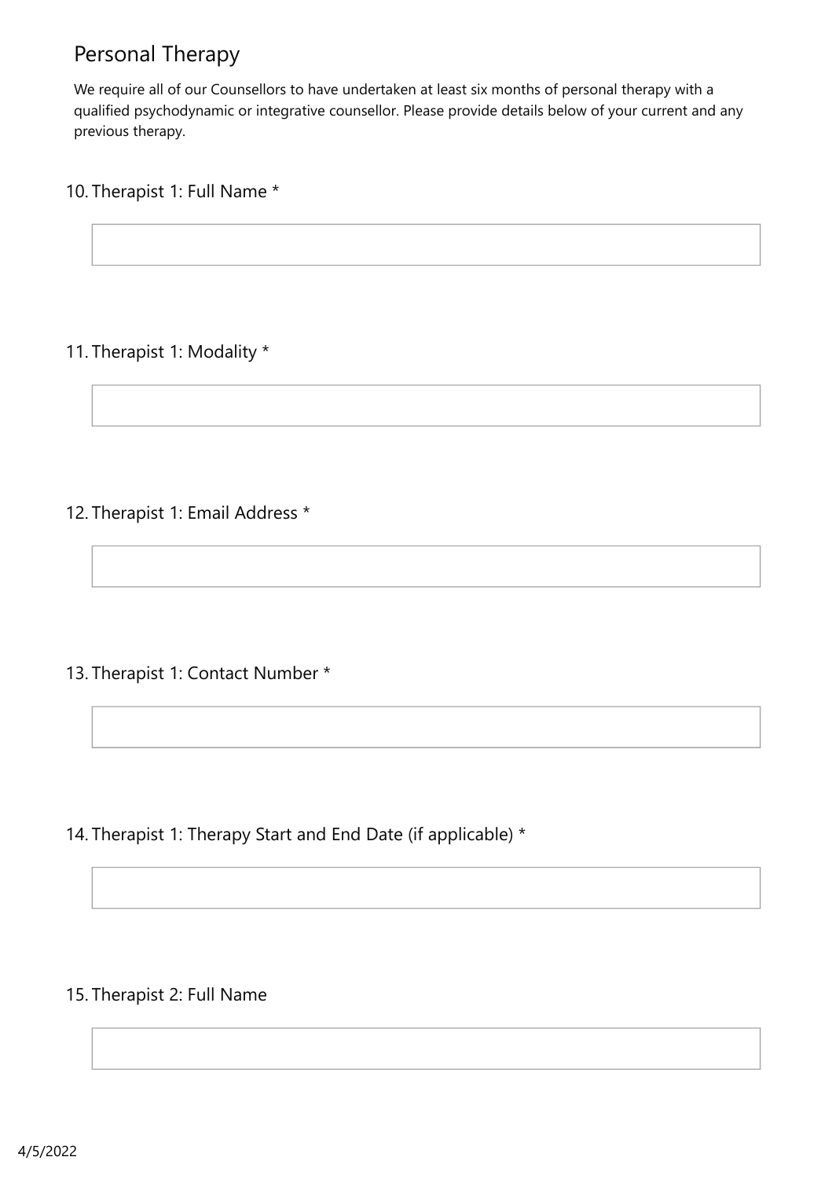## Personal Therapy

We require all of our Counsellors to have undertaken at least six months of personal therapy with a qualified psychodynamic or integrative counsellor. Please provide details below of your current and any previous therapy.

10. Therapist 1: Full Name *

11. Therapist 1: Modality *

12. Therapist 1: Email Address *

13. Therapist 1: Contact Number *

14. Therapist 1: Therapy Start and End Date (if applicable) *

15. Therapist 2: Full Name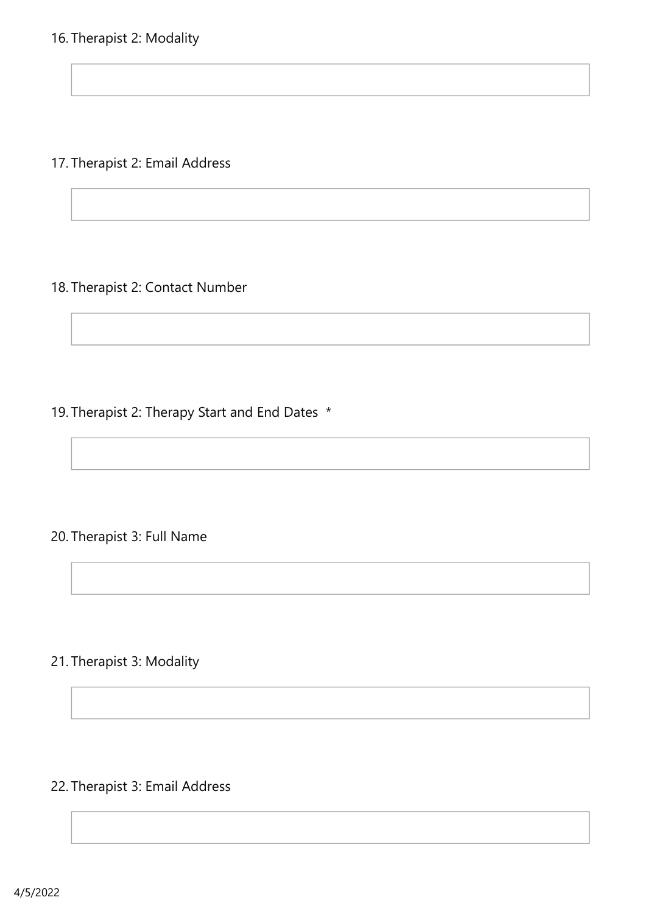16. Therapist 2: Modality

17. Therapist 2: Email Address

18. Therapist 2: Contact Number

19. Therapist 2: Therapy Start and End Dates *

20. Therapist 3: Full Name

21. Therapist 3: Modality

22. Therapist 3: Email Address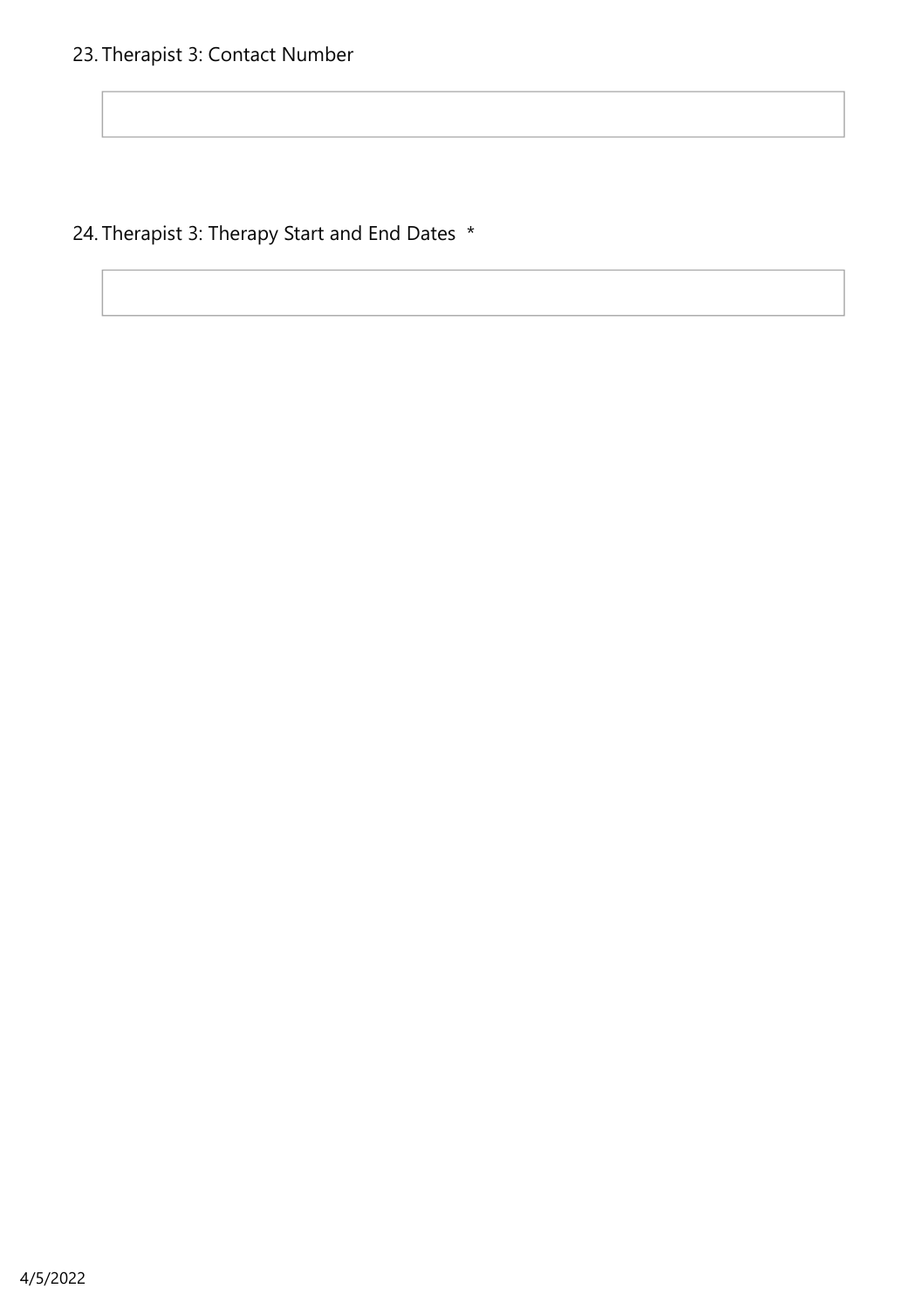23. Therapist 3: Contact Number

24. Therapist 3: Therapy Start and End Dates *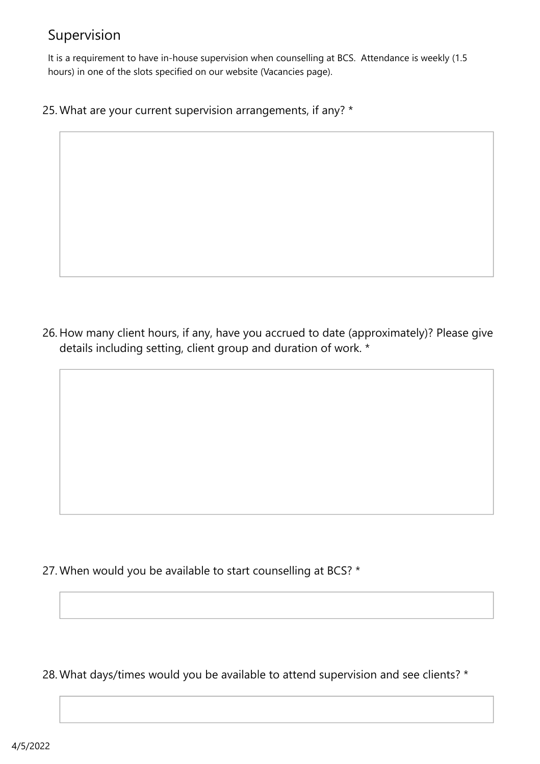## Supervision

It is a requirement to have in-house supervision when counselling at BCS. Attendance is weekly (1.5 hours) in one of the slots specified on our website (Vacancies page).

25. What are your current supervision arrangements, if any? *

26. How many client hours, if any, have you accrued to date (approximately)? Please give details including setting, client group and duration of work. *

27. When would you be available to start counselling at BCS? *

28. What days/times would you be available to attend supervision and see clients? *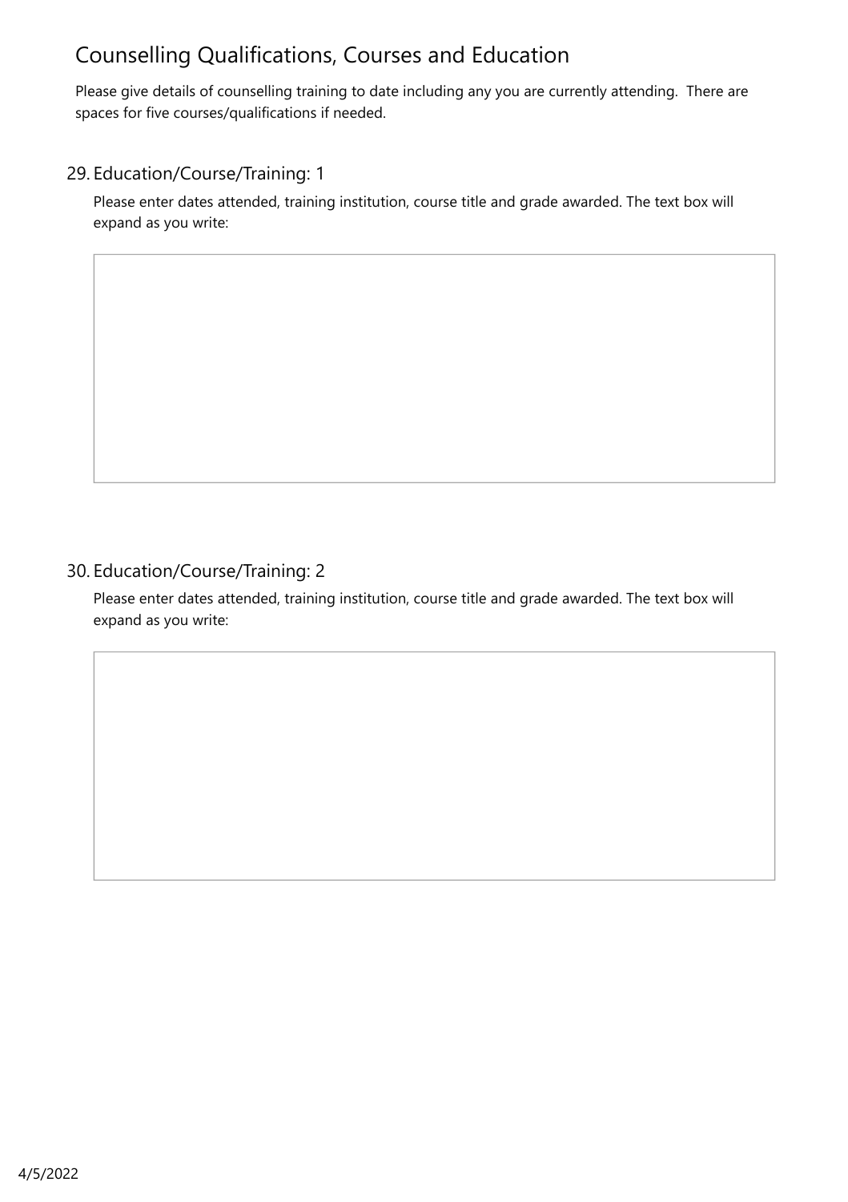# Counselling Qualifications, Courses and Education

Please give details of counselling training to date including any you are currently attending. There are spaces for five courses/qualifications if needed.

29. Education/Course/Training: 1

Please enter dates attended, training institution, course title and grade awarded. The text box will expand as you write:

30. Education/Course/Training: 2

Please enter dates attended, training institution, course title and grade awarded. The text box will expand as you write: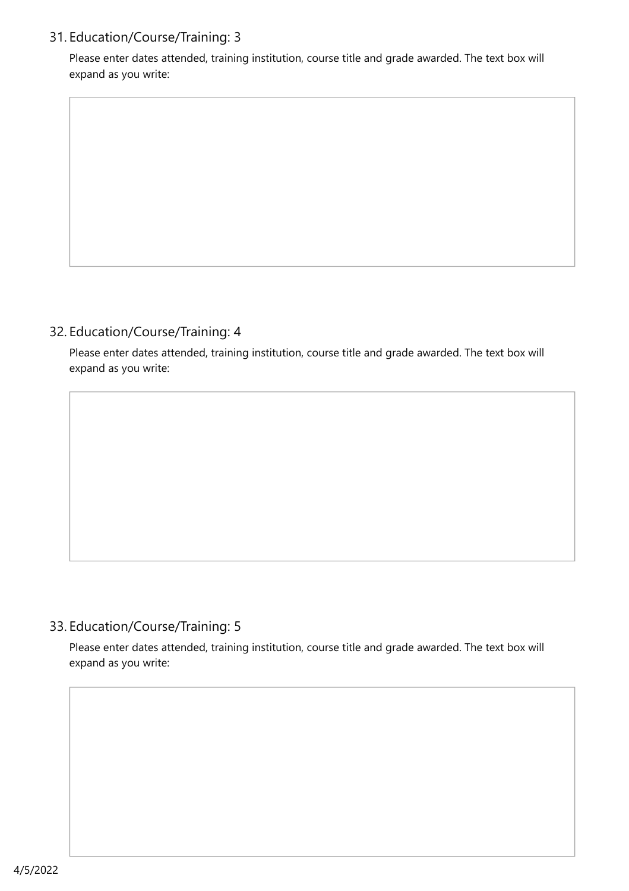31. Education/Course/Training: 3

    Please enter dates attended, training institution, course title and grade awarded. The text box will expand as you write:

32. Education/Course/Training: 4

    Please enter dates attended, training institution, course title and grade awarded. The text box will expand as you write:

33. Education/Course/Training: 5

    Please enter dates attended, training institution, course title and grade awarded. The text box will expand as you write: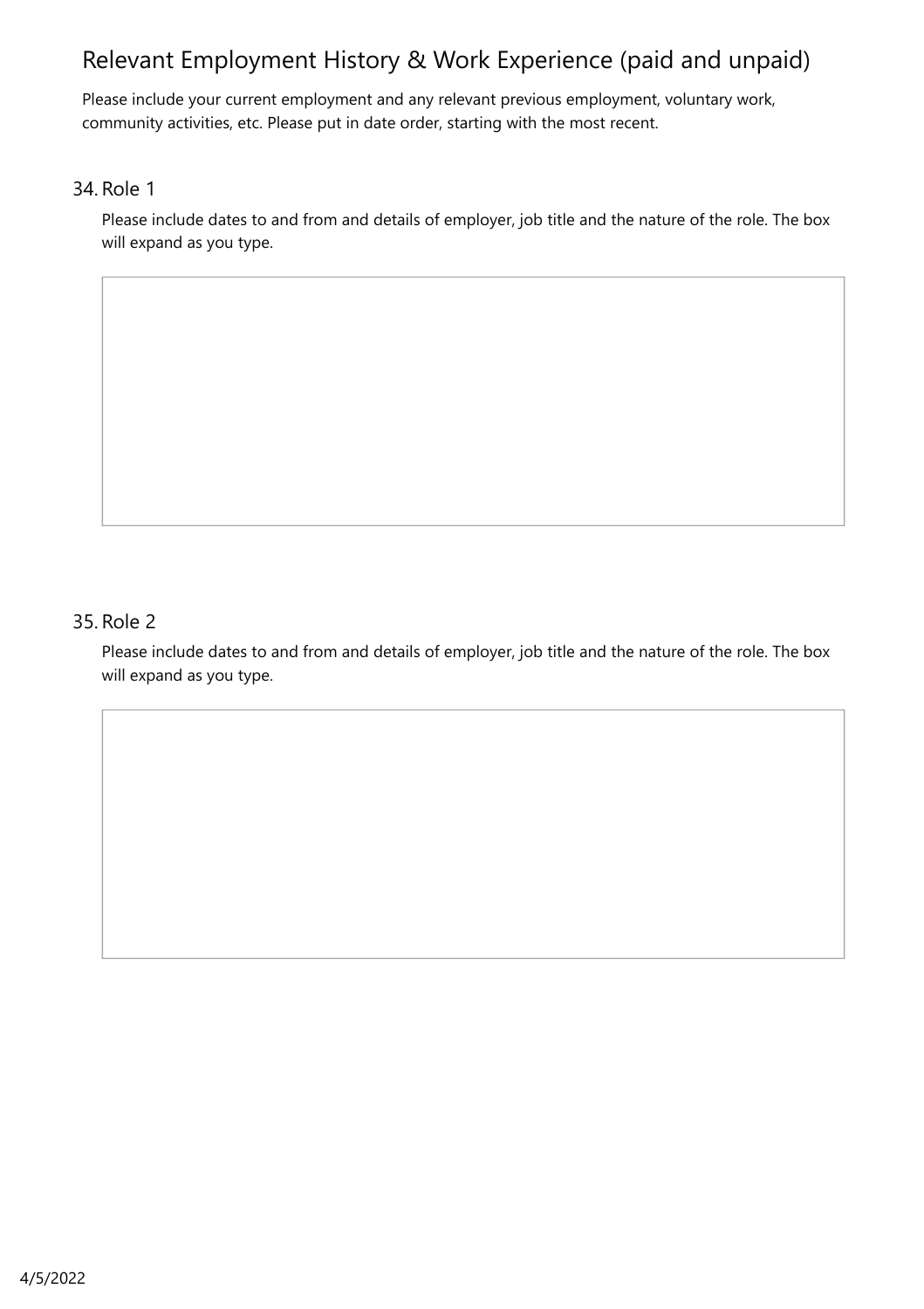# Relevant Employment History & Work Experience (paid and unpaid)

Please include your current employment and any relevant previous employment, voluntary work, community activities, etc. Please put in date order, starting with the most recent.

34. Role 1

Please include dates to and from and details of employer, job title and the nature of the role. The box will expand as you type.

35. Role 2

Please include dates to and from and details of employer, job title and the nature of the role. The box will expand as you type.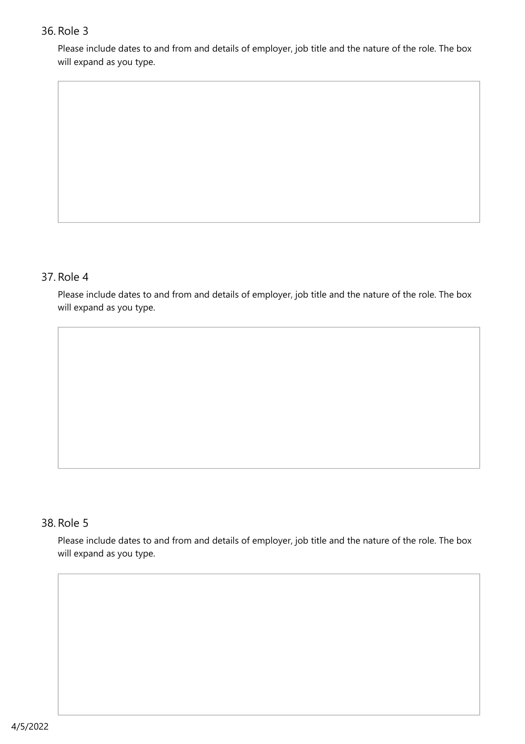36. Role 3

Please include dates to and from and details of employer, job title and the nature of the role. The box will expand as you type.

37. Role 4

Please include dates to and from and details of employer, job title and the nature of the role. The box will expand as you type.

38. Role 5

Please include dates to and from and details of employer, job title and the nature of the role. The box will expand as you type.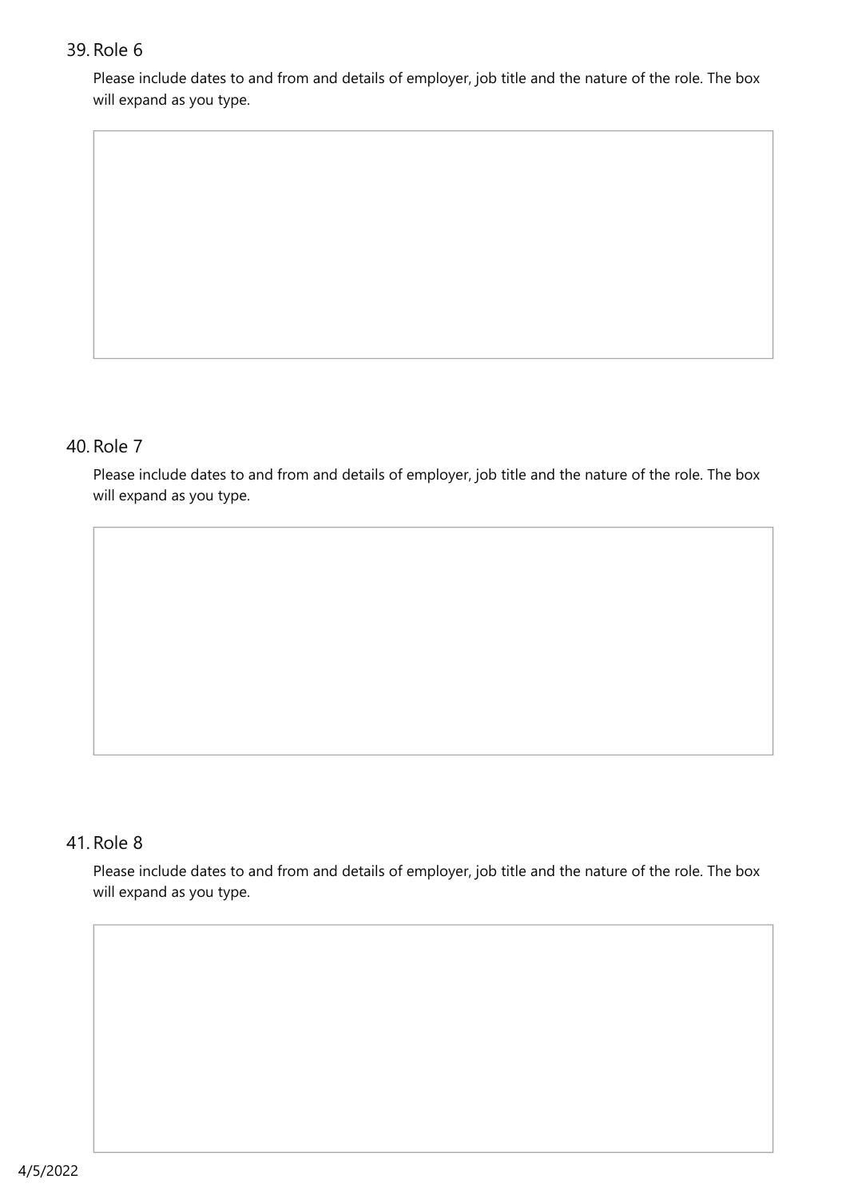39. Role 6

Please include dates to and from and details of employer, job title and the nature of the role. The box will expand as you type.

40. Role 7

Please include dates to and from and details of employer, job title and the nature of the role. The box will expand as you type.

41. Role 8

Please include dates to and from and details of employer, job title and the nature of the role. The box will expand as you type.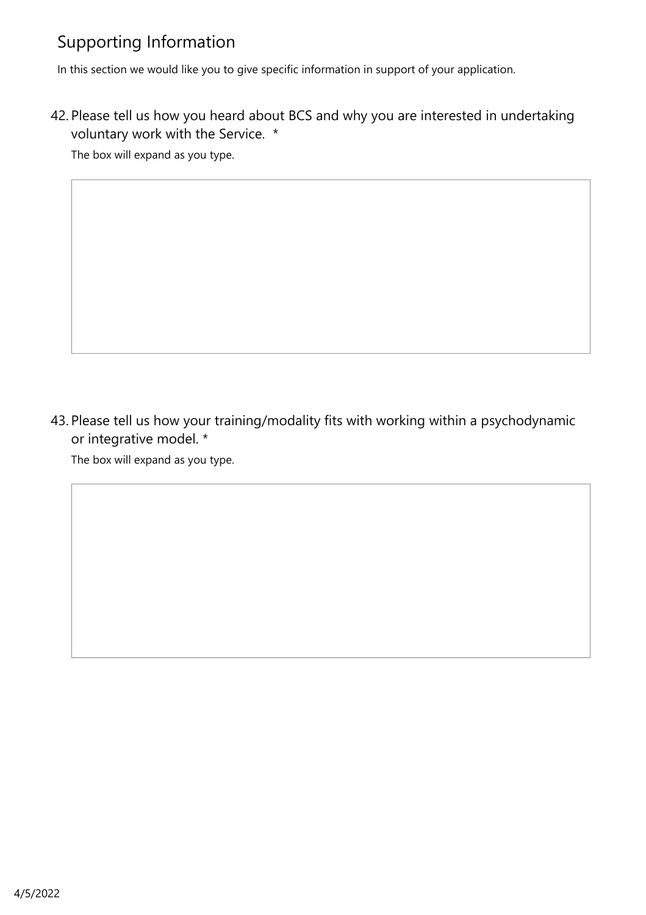## Supporting Information

In this section we would like you to give specific information in support of your application.

42. Please tell us how you heard about BCS and why you are interested in undertaking voluntary work with the Service. *

    The box will expand as you type.

43. Please tell us how your training/modality fits with working within a psychodynamic or integrative model. *

    The box will expand as you type.

4/5/2022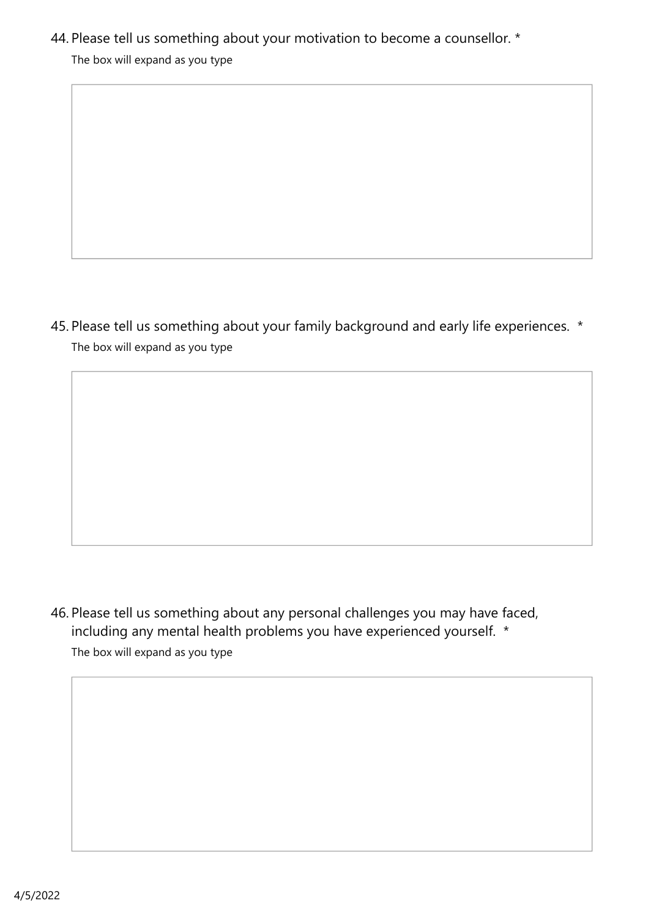44. Please tell us something about your motivation to become a counsellor. *

The box will expand as you type

45. Please tell us something about your family background and early life experiences. *

The box will expand as you type

46. Please tell us something about any personal challenges you may have faced, including any mental health problems you have experienced yourself. *

The box will expand as you type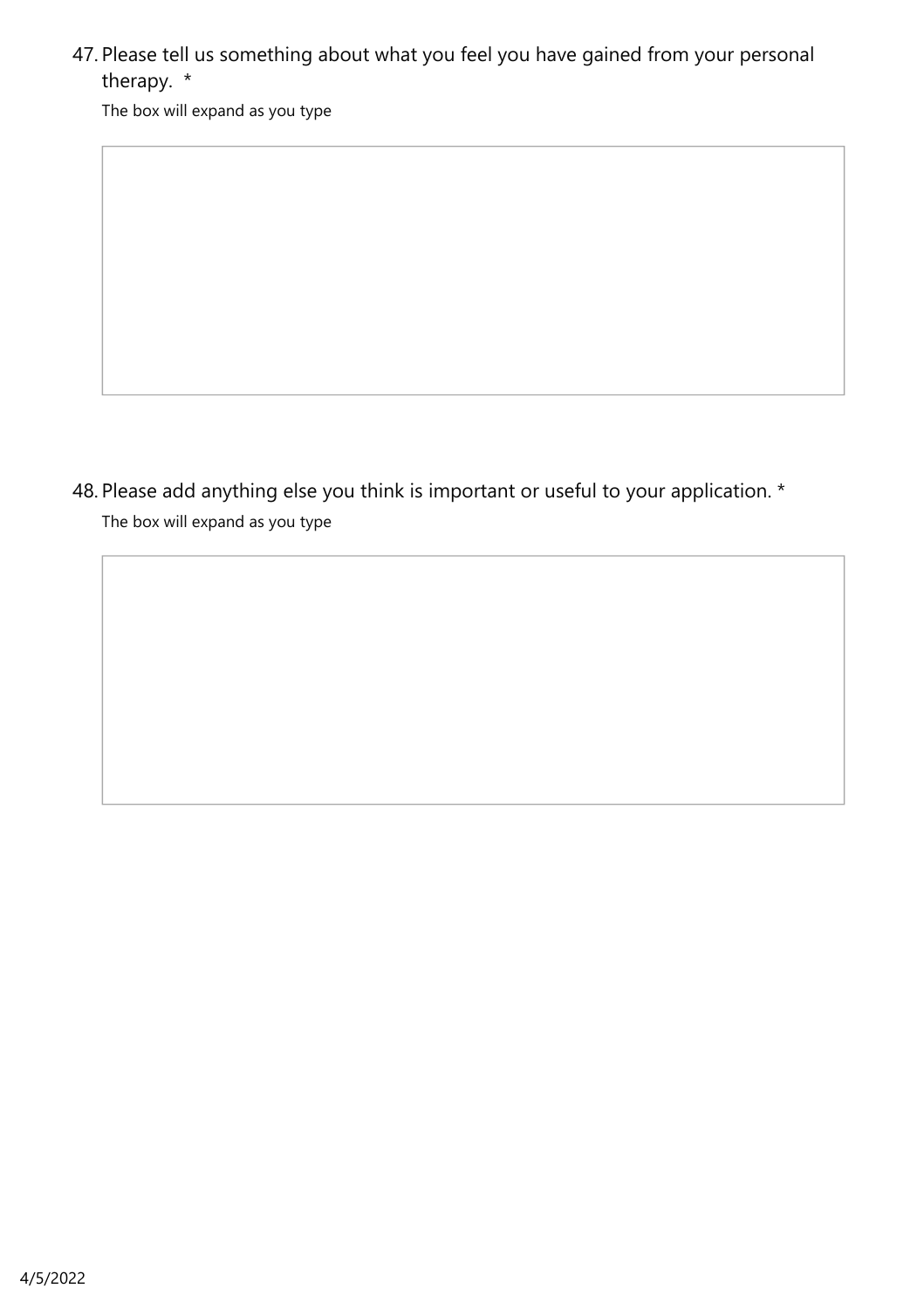47. Please tell us something about what you feel you have gained from your personal therapy. *

The box will expand as you type

48. Please add anything else you think is important or useful to your application. *

The box will expand as you type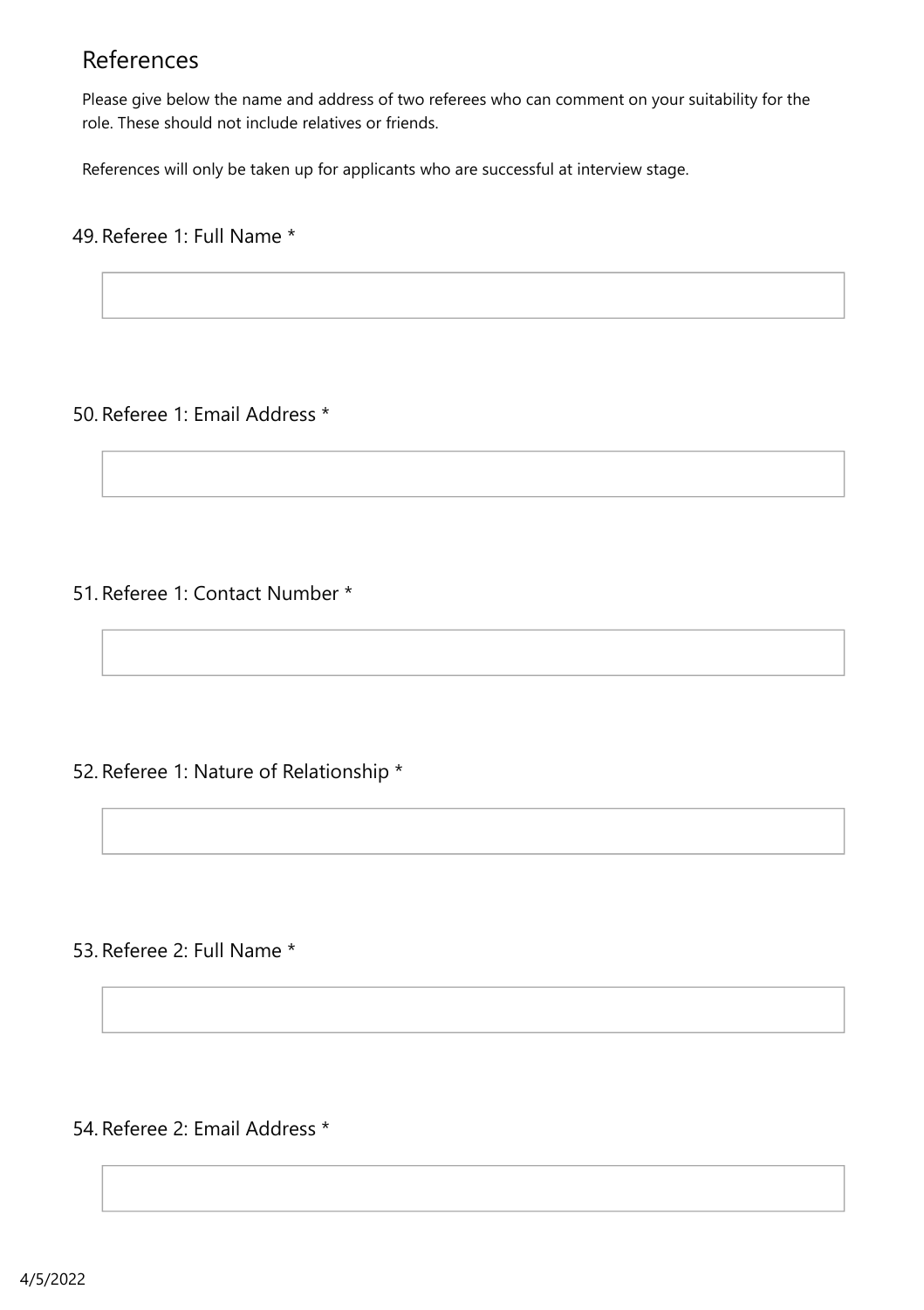## References

Please give below the name and address of two referees who can comment on your suitability for the role. These should not include relatives or friends.

References will only be taken up for applicants who are successful at interview stage.

49. Referee 1: Full Name *

50. Referee 1: Email Address *

51. Referee 1: Contact Number *

52. Referee 1: Nature of Relationship *

53. Referee 2: Full Name *

54. Referee 2: Email Address *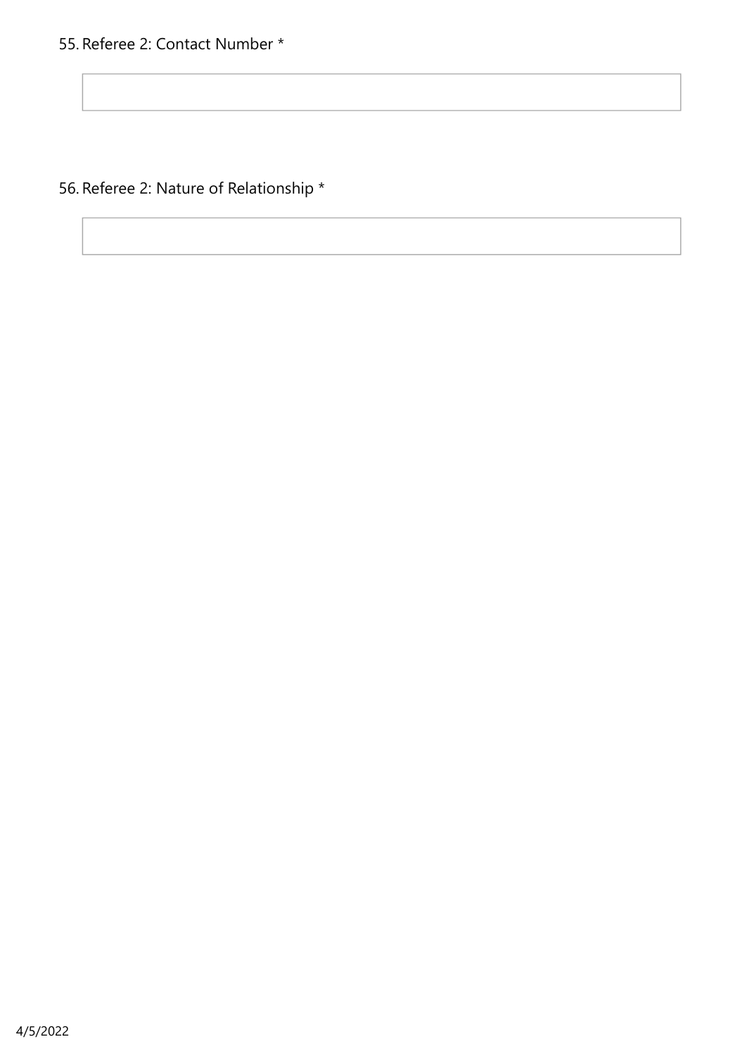55. Referee 2: Contact Number *

56. Referee 2: Nature of Relationship *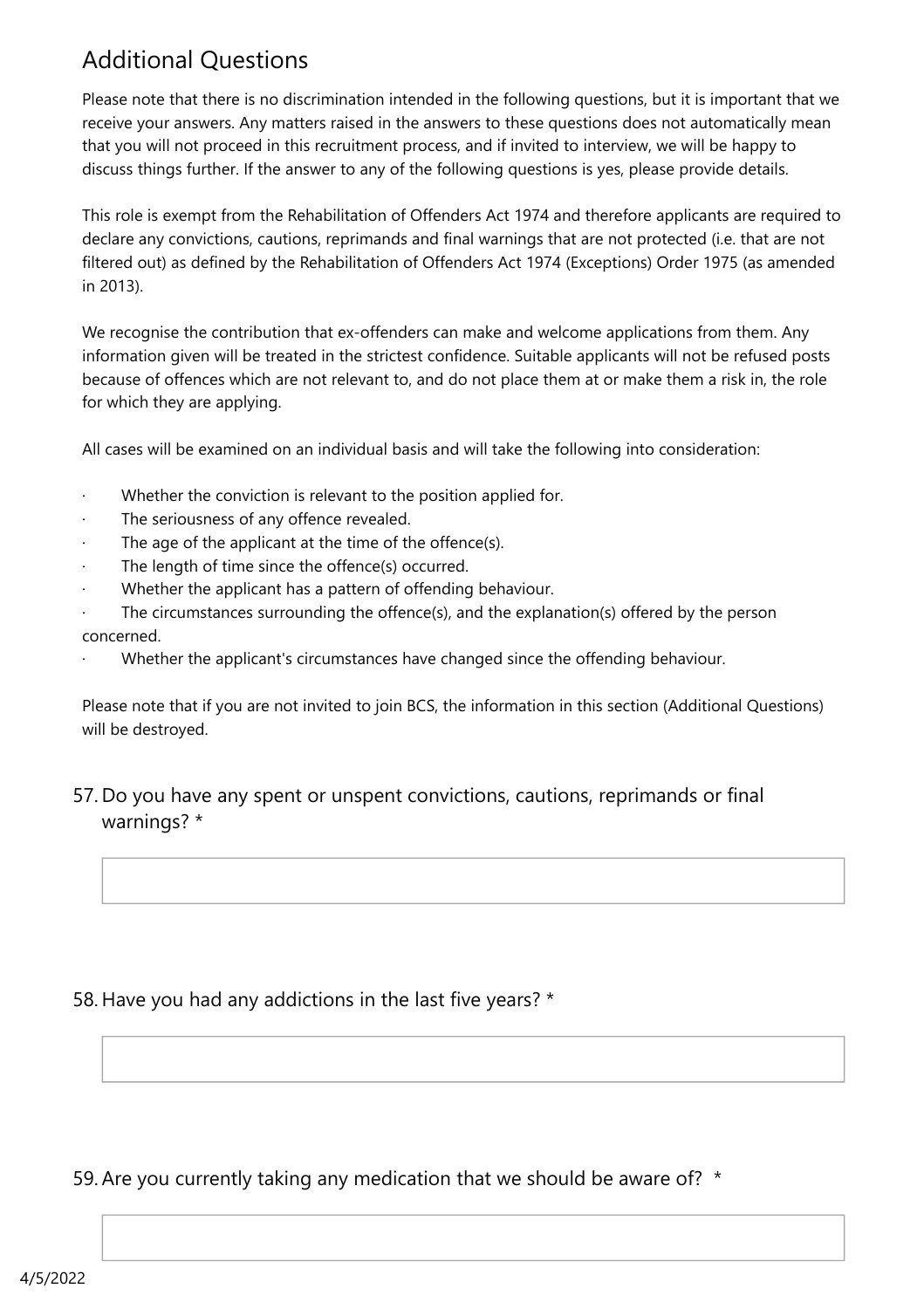## Additional Questions

Please note that there is no discrimination intended in the following questions, but it is important that we receive your answers. Any matters raised in the answers to these questions does not automatically mean that you will not proceed in this recruitment process, and if invited to interview, we will be happy to discuss things further. If the answer to any of the following questions is yes, please provide details.

This role is exempt from the Rehabilitation of Offenders Act 1974 and therefore applicants are required to declare any convictions, cautions, reprimands and final warnings that are not protected (i.e. that are not filtered out) as defined by the Rehabilitation of Offenders Act 1974 (Exceptions) Order 1975 (as amended in 2013).

We recognise the contribution that ex-offenders can make and welcome applications from them. Any information given will be treated in the strictest confidence. Suitable applicants will not be refused posts because of offences which are not relevant to, and do not place them at or make them a risk in, the role for which they are applying.

All cases will be examined on an individual basis and will take the following into consideration:

- Whether the conviction is relevant to the position applied for.
- The seriousness of any offence revealed.
- The age of the applicant at the time of the offence(s).
- The length of time since the offence(s) occurred.
- Whether the applicant has a pattern of offending behaviour.
- The circumstances surrounding the offence(s), and the explanation(s) offered by the person concerned.
- Whether the applicant's circumstances have changed since the offending behaviour.

Please note that if you are not invited to join BCS, the information in this section (Additional Questions) will be destroyed.

57. Do you have any spent or unspent convictions, cautions, reprimands or final warnings? *

58. Have you had any addictions in the last five years? *

59. Are you currently taking any medication that we should be aware of? *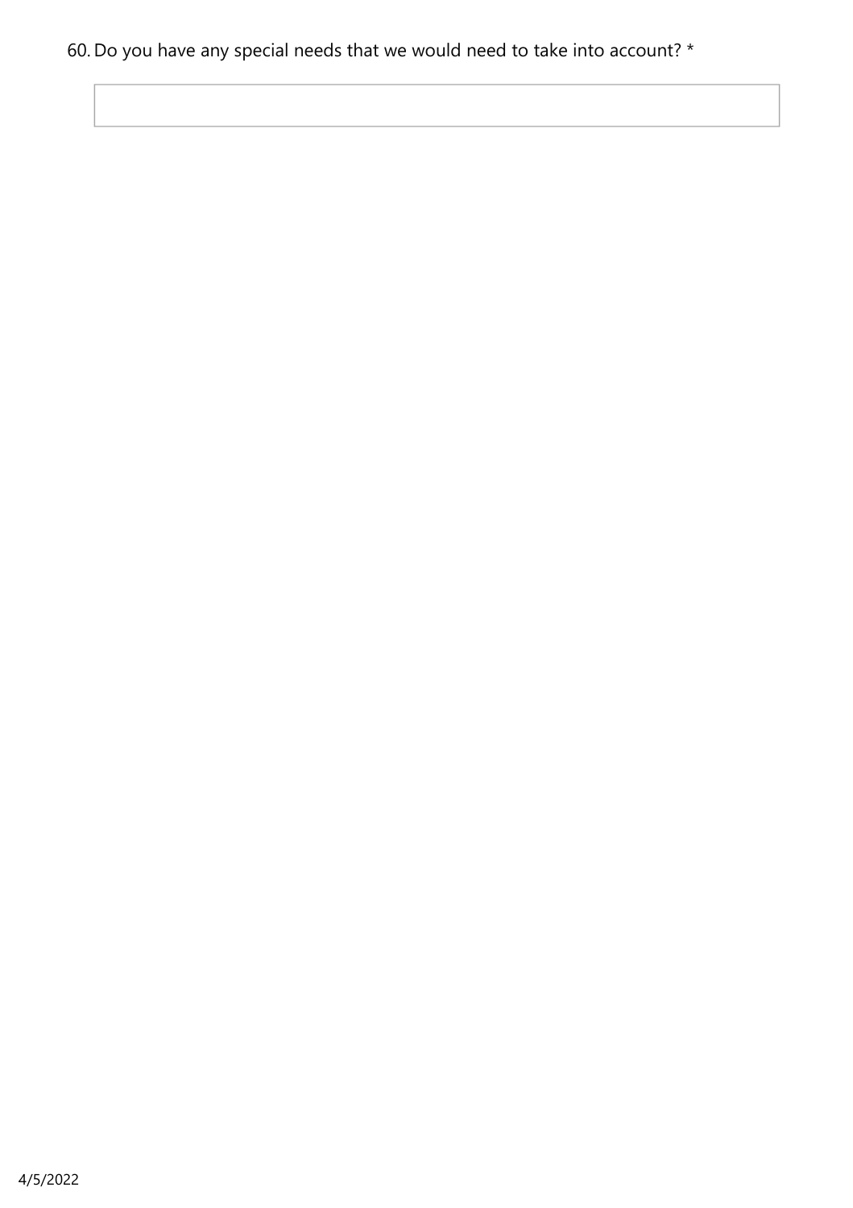60. Do you have any special needs that we would need to take into account? *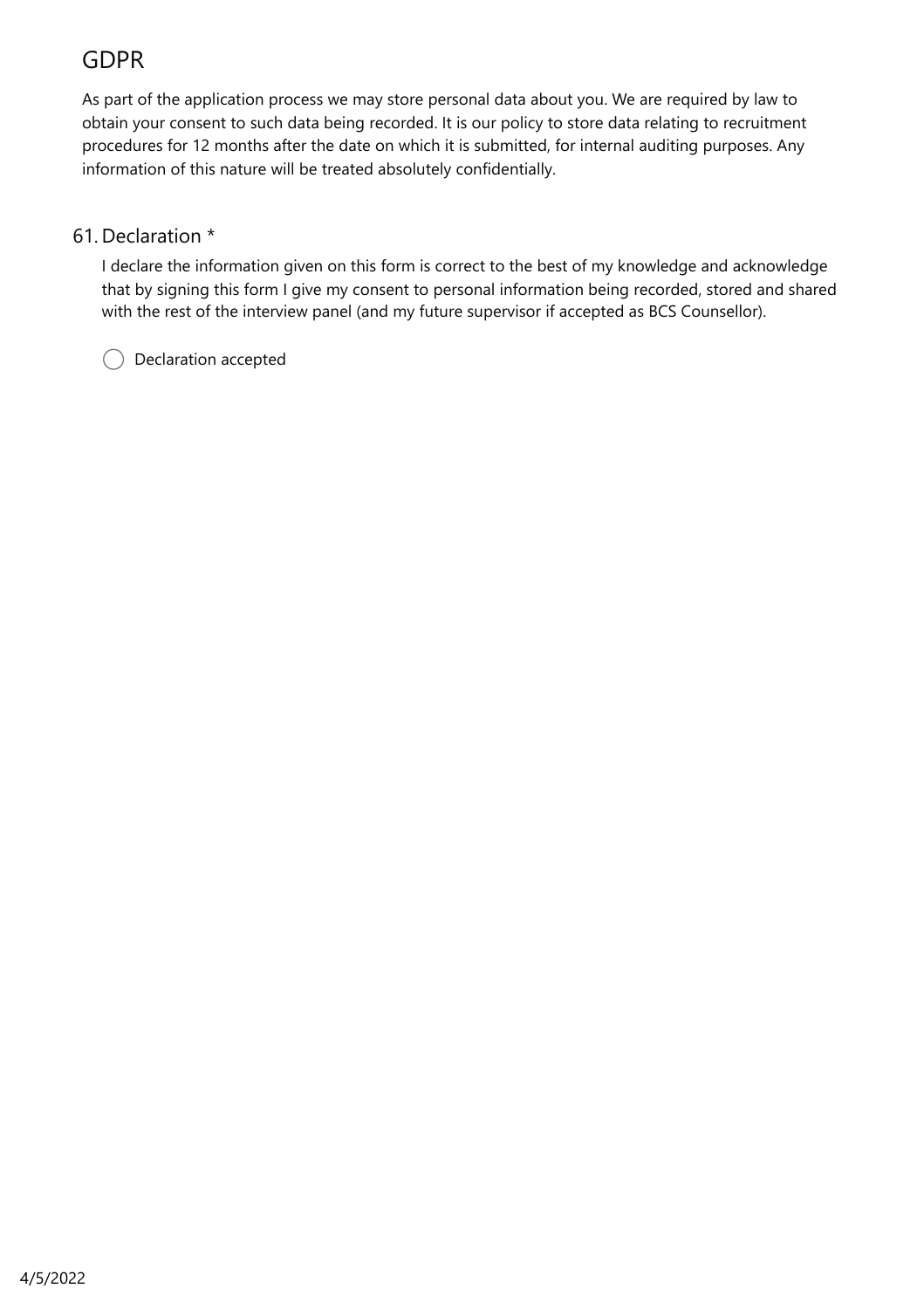# GDPR

As part of the application process we may store personal data about you. We are required by law to obtain your consent to such data being recorded. It is our policy to store data relating to recruitment procedures for 12 months after the date on which it is submitted, for internal auditing purposes. Any information of this nature will be treated absolutely confidentially.

61. Declaration *

I declare the information given on this form is correct to the best of my knowledge and acknowledge that by signing this form I give my consent to personal information being recorded, stored and shared with the rest of the interview panel (and my future supervisor if accepted as BCS Counsellor).

◯ Declaration accepted

4/5/2022